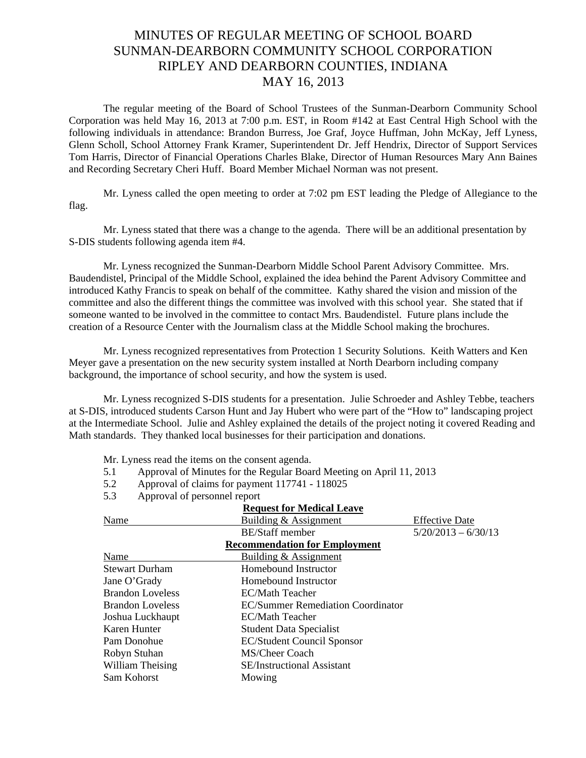# MINUTES OF REGULAR MEETING OF SCHOOL BOARD
# SUNMAN-DEARBORN COMMUNITY SCHOOL CORPORATION
# RIPLEY AND DEARBORN COUNTIES, INDIANA
# MAY 16, 2013

The regular meeting of the Board of School Trustees of the Sunman-Dearborn Community School Corporation was held May 16, 2013 at 7:00 p.m. EST, in Room #142 at East Central High School with the following individuals in attendance: Brandon Burress, Joe Graf, Joyce Huffman, John McKay, Jeff Lyness, Glenn Scholl, School Attorney Frank Kramer, Superintendent Dr. Jeff Hendrix, Director of Support Services Tom Harris, Director of Financial Operations Charles Blake, Director of Human Resources Mary Ann Baines and Recording Secretary Cheri Huff. Board Member Michael Norman was not present.

Mr. Lyness called the open meeting to order at 7:02 pm EST leading the Pledge of Allegiance to the flag.

Mr. Lyness stated that there was a change to the agenda. There will be an additional presentation by S-DIS students following agenda item #4.

Mr. Lyness recognized the Sunman-Dearborn Middle School Parent Advisory Committee. Mrs. Baudendistel, Principal of the Middle School, explained the idea behind the Parent Advisory Committee and introduced Kathy Francis to speak on behalf of the committee. Kathy shared the vision and mission of the committee and also the different things the committee was involved with this school year. She stated that if someone wanted to be involved in the committee to contact Mrs. Baudendistel. Future plans include the creation of a Resource Center with the Journalism class at the Middle School making the brochures.

Mr. Lyness recognized representatives from Protection 1 Security Solutions. Keith Watters and Ken Meyer gave a presentation on the new security system installed at North Dearborn including company background, the importance of school security, and how the system is used.

Mr. Lyness recognized S-DIS students for a presentation. Julie Schroeder and Ashley Tebbe, teachers at S-DIS, introduced students Carson Hunt and Jay Hubert who were part of the "How to" landscaping project at the Intermediate School. Julie and Ashley explained the details of the project noting it covered Reading and Math standards. They thanked local businesses for their participation and donations.

Mr. Lyness read the items on the consent agenda.

5.1 Approval of Minutes for the Regular Board Meeting on April 11, 2013

5.2 Approval of claims for payment 117741 - 118025

5.3 Approval of personnel report

**Request for Medical Leave**

| Name | Building & Assignment | Effective Date |
|---|---|---|
| | BE/Staff member | 5/20/2013 – 6/30/13 |

**Recommendation for Employment**

| Name | Building & Assignment |
|---|---|
| Stewart Durham | Homebound Instructor |
| Jane O'Grady | Homebound Instructor |
| Brandon Loveless | EC/Math Teacher |
| Brandon Loveless | EC/Summer Remediation Coordinator |
| Joshua Luckhaupt | EC/Math Teacher |
| Karen Hunter | Student Data Specialist |
| Pam Donohue | EC/Student Council Sponsor |
| Robyn Stuhan | MS/Cheer Coach |
| William Theising | SE/Instructional Assistant |
| Sam Kohorst | Mowing |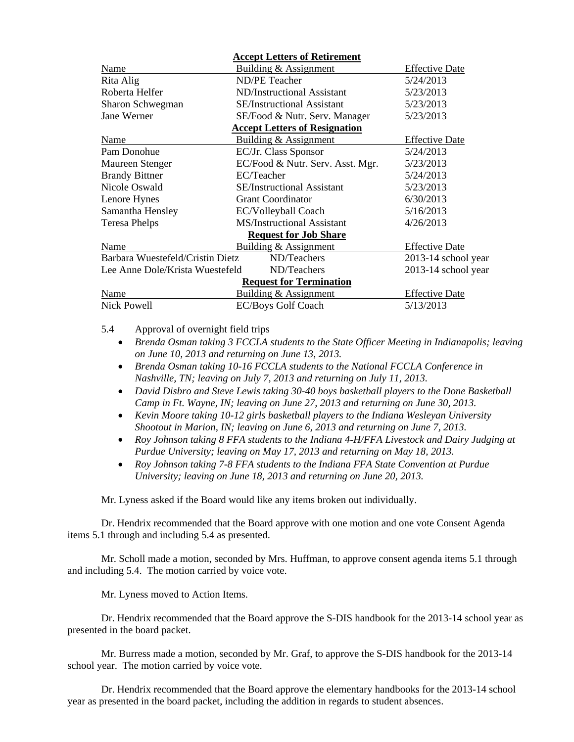| Name | Building & Assignment | Effective Date |
|---|---|---|
| **Accept Letters of Retirement** | | |
| Rita Alig | ND/PE Teacher | 5/24/2013 |
| Roberta Helfer | ND/Instructional Assistant | 5/23/2013 |
| Sharon Schwegman | SE/Instructional Assistant | 5/23/2013 |
| Jane Werner | SE/Food & Nutr. Serv. Manager | 5/23/2013 |
| **Accept Letters of Resignation** | | |
| Name | Building & Assignment | Effective Date |
| Pam Donohue | EC/Jr. Class Sponsor | 5/24/2013 |
| Maureen Stenger | EC/Food & Nutr. Serv. Asst. Mgr. | 5/23/2013 |
| Brandy Bittner | EC/Teacher | 5/24/2013 |
| Nicole Oswald | SE/Instructional Assistant | 5/23/2013 |
| Lenore Hynes | Grant Coordinator | 6/30/2013 |
| Samantha Hensley | EC/Volleyball Coach | 5/16/2013 |
| Teresa Phelps | MS/Instructional Assistant | 4/26/2013 |
| **Request for Job Share** | | |
| Name | Building & Assignment | Effective Date |
| Barbara Wuestefeld/Cristin Dietz | ND/Teachers | 2013-14 school year |
| Lee Anne Dole/Krista Wuestefeld | ND/Teachers | 2013-14 school year |
| **Request for Termination** | | |
| Name | Building & Assignment | Effective Date |
| Nick Powell | EC/Boys Golf Coach | 5/13/2013 |

5.4 Approval of overnight field trips

- *Brenda Osman taking 3 FCCLA students to the State Officer Meeting in Indianapolis; leaving on June 10, 2013 and returning on June 13, 2013.*
- *Brenda Osman taking 10-16 FCCLA students to the National FCCLA Conference in Nashville, TN; leaving on July 7, 2013 and returning on July 11, 2013.*
- *David Disbro and Steve Lewis taking 30-40 boys basketball players to the Done Basketball Camp in Ft. Wayne, IN; leaving on June 27, 2013 and returning on June 30, 2013.*
- *Kevin Moore taking 10-12 girls basketball players to the Indiana Wesleyan University Shootout in Marion, IN; leaving on June 6, 2013 and returning on June 7, 2013.*
- *Roy Johnson taking 8 FFA students to the Indiana 4-H/FFA Livestock and Dairy Judging at Purdue University; leaving on May 17, 2013 and returning on May 18, 2013.*
- *Roy Johnson taking 7-8 FFA students to the Indiana FFA State Convention at Purdue University; leaving on June 18, 2013 and returning on June 20, 2013.*

Mr. Lyness asked if the Board would like any items broken out individually.

Dr. Hendrix recommended that the Board approve with one motion and one vote Consent Agenda items 5.1 through and including 5.4 as presented.

Mr. Scholl made a motion, seconded by Mrs. Huffman, to approve consent agenda items 5.1 through and including 5.4. The motion carried by voice vote.

Mr. Lyness moved to Action Items.

Dr. Hendrix recommended that the Board approve the S-DIS handbook for the 2013-14 school year as presented in the board packet.

Mr. Burress made a motion, seconded by Mr. Graf, to approve the S-DIS handbook for the 2013-14 school year. The motion carried by voice vote.

Dr. Hendrix recommended that the Board approve the elementary handbooks for the 2013-14 school year as presented in the board packet, including the addition in regards to student absences.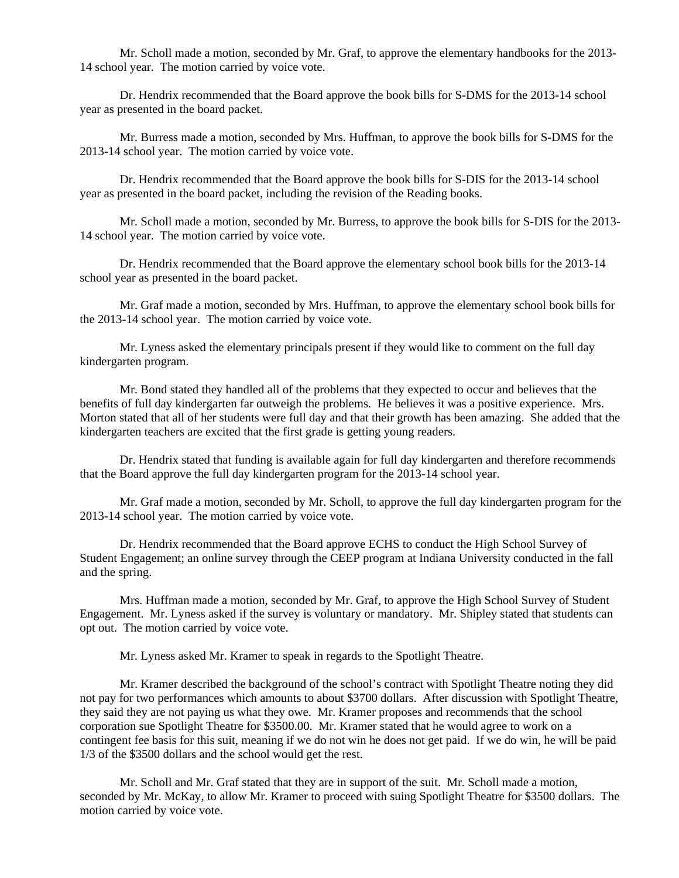Mr. Scholl made a motion, seconded by Mr. Graf, to approve the elementary handbooks for the 2013-14 school year. The motion carried by voice vote.

Dr. Hendrix recommended that the Board approve the book bills for S-DMS for the 2013-14 school year as presented in the board packet.

Mr. Burress made a motion, seconded by Mrs. Huffman, to approve the book bills for S-DMS for the 2013-14 school year. The motion carried by voice vote.

Dr. Hendrix recommended that the Board approve the book bills for S-DIS for the 2013-14 school year as presented in the board packet, including the revision of the Reading books.

Mr. Scholl made a motion, seconded by Mr. Burress, to approve the book bills for S-DIS for the 2013-14 school year. The motion carried by voice vote.

Dr. Hendrix recommended that the Board approve the elementary school book bills for the 2013-14 school year as presented in the board packet.

Mr. Graf made a motion, seconded by Mrs. Huffman, to approve the elementary school book bills for the 2013-14 school year. The motion carried by voice vote.

Mr. Lyness asked the elementary principals present if they would like to comment on the full day kindergarten program.

Mr. Bond stated they handled all of the problems that they expected to occur and believes that the benefits of full day kindergarten far outweigh the problems. He believes it was a positive experience. Mrs. Morton stated that all of her students were full day and that their growth has been amazing. She added that the kindergarten teachers are excited that the first grade is getting young readers.

Dr. Hendrix stated that funding is available again for full day kindergarten and therefore recommends that the Board approve the full day kindergarten program for the 2013-14 school year.

Mr. Graf made a motion, seconded by Mr. Scholl, to approve the full day kindergarten program for the 2013-14 school year. The motion carried by voice vote.

Dr. Hendrix recommended that the Board approve ECHS to conduct the High School Survey of Student Engagement; an online survey through the CEEP program at Indiana University conducted in the fall and the spring.

Mrs. Huffman made a motion, seconded by Mr. Graf, to approve the High School Survey of Student Engagement. Mr. Lyness asked if the survey is voluntary or mandatory. Mr. Shipley stated that students can opt out. The motion carried by voice vote.

Mr. Lyness asked Mr. Kramer to speak in regards to the Spotlight Theatre.

Mr. Kramer described the background of the school's contract with Spotlight Theatre noting they did not pay for two performances which amounts to about $3700 dollars. After discussion with Spotlight Theatre, they said they are not paying us what they owe. Mr. Kramer proposes and recommends that the school corporation sue Spotlight Theatre for $3500.00. Mr. Kramer stated that he would agree to work on a contingent fee basis for this suit, meaning if we do not win he does not get paid. If we do win, he will be paid 1/3 of the $3500 dollars and the school would get the rest.

Mr. Scholl and Mr. Graf stated that they are in support of the suit. Mr. Scholl made a motion, seconded by Mr. McKay, to allow Mr. Kramer to proceed with suing Spotlight Theatre for $3500 dollars. The motion carried by voice vote.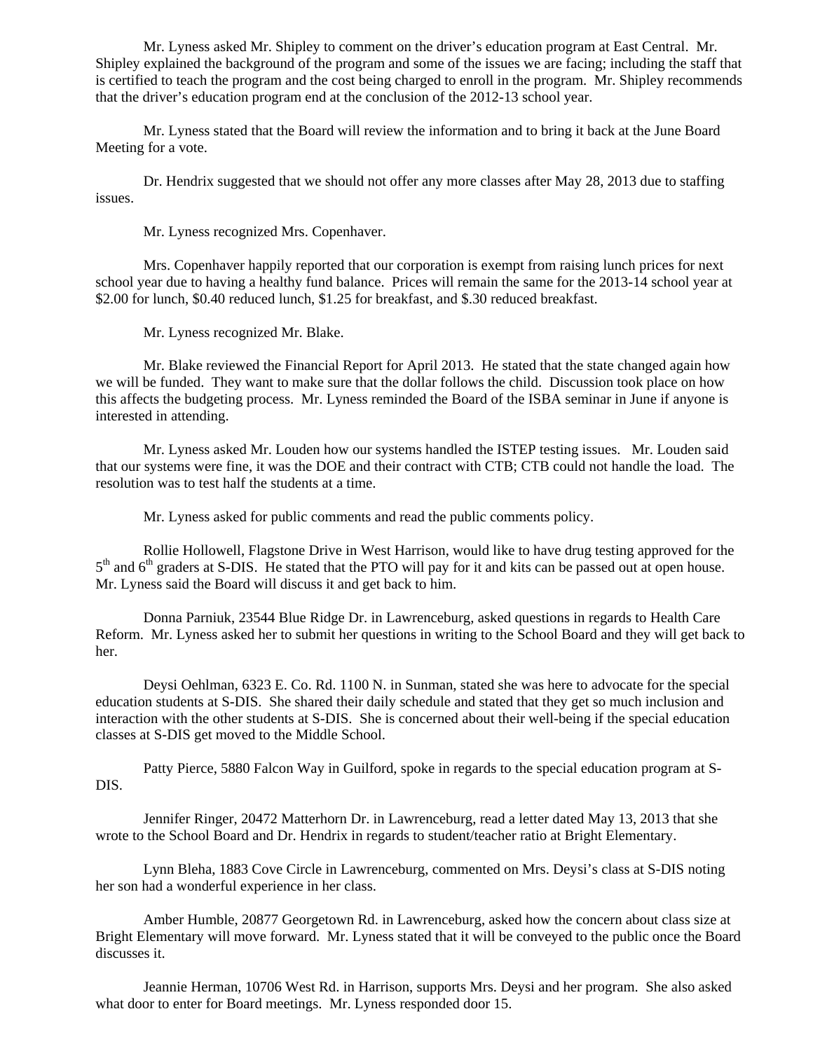Mr. Lyness asked Mr. Shipley to comment on the driver's education program at East Central. Mr. Shipley explained the background of the program and some of the issues we are facing; including the staff that is certified to teach the program and the cost being charged to enroll in the program. Mr. Shipley recommends that the driver's education program end at the conclusion of the 2012-13 school year.

Mr. Lyness stated that the Board will review the information and to bring it back at the June Board Meeting for a vote.

Dr. Hendrix suggested that we should not offer any more classes after May 28, 2013 due to staffing issues.

Mr. Lyness recognized Mrs. Copenhaver.

Mrs. Copenhaver happily reported that our corporation is exempt from raising lunch prices for next school year due to having a healthy fund balance. Prices will remain the same for the 2013-14 school year at \$2.00 for lunch, \$0.40 reduced lunch, \$1.25 for breakfast, and \$.30 reduced breakfast.

Mr. Lyness recognized Mr. Blake.

Mr. Blake reviewed the Financial Report for April 2013. He stated that the state changed again how we will be funded. They want to make sure that the dollar follows the child. Discussion took place on how this affects the budgeting process. Mr. Lyness reminded the Board of the ISBA seminar in June if anyone is interested in attending.

Mr. Lyness asked Mr. Louden how our systems handled the ISTEP testing issues. Mr. Louden said that our systems were fine, it was the DOE and their contract with CTB; CTB could not handle the load. The resolution was to test half the students at a time.

Mr. Lyness asked for public comments and read the public comments policy.

Rollie Hollowell, Flagstone Drive in West Harrison, would like to have drug testing approved for the 5th and 6th graders at S-DIS. He stated that the PTO will pay for it and kits can be passed out at open house. Mr. Lyness said the Board will discuss it and get back to him.

Donna Parniuk, 23544 Blue Ridge Dr. in Lawrenceburg, asked questions in regards to Health Care Reform. Mr. Lyness asked her to submit her questions in writing to the School Board and they will get back to her.

Deysi Oehlman, 6323 E. Co. Rd. 1100 N. in Sunman, stated she was here to advocate for the special education students at S-DIS. She shared their daily schedule and stated that they get so much inclusion and interaction with the other students at S-DIS. She is concerned about their well-being if the special education classes at S-DIS get moved to the Middle School.

Patty Pierce, 5880 Falcon Way in Guilford, spoke in regards to the special education program at S-DIS.

Jennifer Ringer, 20472 Matterhorn Dr. in Lawrenceburg, read a letter dated May 13, 2013 that she wrote to the School Board and Dr. Hendrix in regards to student/teacher ratio at Bright Elementary.

Lynn Bleha, 1883 Cove Circle in Lawrenceburg, commented on Mrs. Deysi's class at S-DIS noting her son had a wonderful experience in her class.

Amber Humble, 20877 Georgetown Rd. in Lawrenceburg, asked how the concern about class size at Bright Elementary will move forward. Mr. Lyness stated that it will be conveyed to the public once the Board discusses it.

Jeannie Herman, 10706 West Rd. in Harrison, supports Mrs. Deysi and her program. She also asked what door to enter for Board meetings. Mr. Lyness responded door 15.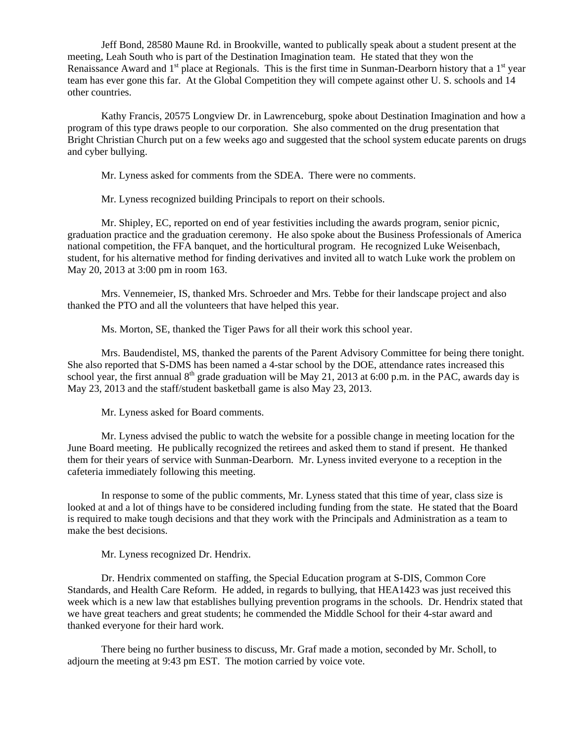Jeff Bond, 28580 Maune Rd. in Brookville, wanted to publically speak about a student present at the meeting, Leah South who is part of the Destination Imagination team. He stated that they won the Renaissance Award and 1st place at Regionals. This is the first time in Sunman-Dearborn history that a 1st year team has ever gone this far. At the Global Competition they will compete against other U. S. schools and 14 other countries.

Kathy Francis, 20575 Longview Dr. in Lawrenceburg, spoke about Destination Imagination and how a program of this type draws people to our corporation. She also commented on the drug presentation that Bright Christian Church put on a few weeks ago and suggested that the school system educate parents on drugs and cyber bullying.

Mr. Lyness asked for comments from the SDEA. There were no comments.

Mr. Lyness recognized building Principals to report on their schools.

Mr. Shipley, EC, reported on end of year festivities including the awards program, senior picnic, graduation practice and the graduation ceremony. He also spoke about the Business Professionals of America national competition, the FFA banquet, and the horticultural program. He recognized Luke Weisenbach, student, for his alternative method for finding derivatives and invited all to watch Luke work the problem on May 20, 2013 at 3:00 pm in room 163.

Mrs. Vennemeier, IS, thanked Mrs. Schroeder and Mrs. Tebbe for their landscape project and also thanked the PTO and all the volunteers that have helped this year.

Ms. Morton, SE, thanked the Tiger Paws for all their work this school year.

Mrs. Baudendistel, MS, thanked the parents of the Parent Advisory Committee for being there tonight. She also reported that S-DMS has been named a 4-star school by the DOE, attendance rates increased this school year, the first annual 8th grade graduation will be May 21, 2013 at 6:00 p.m. in the PAC, awards day is May 23, 2013 and the staff/student basketball game is also May 23, 2013.

Mr. Lyness asked for Board comments.

Mr. Lyness advised the public to watch the website for a possible change in meeting location for the June Board meeting. He publically recognized the retirees and asked them to stand if present. He thanked them for their years of service with Sunman-Dearborn. Mr. Lyness invited everyone to a reception in the cafeteria immediately following this meeting.

In response to some of the public comments, Mr. Lyness stated that this time of year, class size is looked at and a lot of things have to be considered including funding from the state. He stated that the Board is required to make tough decisions and that they work with the Principals and Administration as a team to make the best decisions.

Mr. Lyness recognized Dr. Hendrix.

Dr. Hendrix commented on staffing, the Special Education program at S-DIS, Common Core Standards, and Health Care Reform. He added, in regards to bullying, that HEA1423 was just received this week which is a new law that establishes bullying prevention programs in the schools. Dr. Hendrix stated that we have great teachers and great students; he commended the Middle School for their 4-star award and thanked everyone for their hard work.

There being no further business to discuss, Mr. Graf made a motion, seconded by Mr. Scholl, to adjourn the meeting at 9:43 pm EST. The motion carried by voice vote.